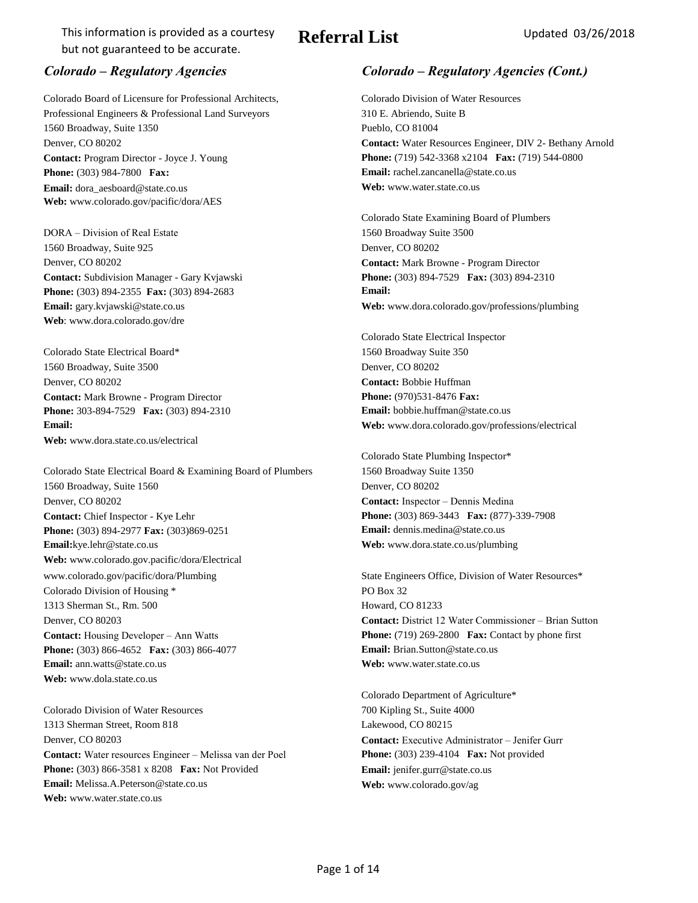This information is provided as a courtesy but not guaranteed to be accurate.

# Referral List

Updated 03/26/2018

## *Colorado – Regulatory Agencies*

Colorado Board of Licensure for Professional Architects, Professional Engineers & Professional Land Surveyors
1560 Broadway, Suite 1350
Denver, CO 80202
**Contact:** Program Director - Joyce J. Young
**Phone:** (303) 984-7800 **Fax:**
**Email:** dora_aesboard@state.co.us
**Web:** www.colorado.gov/pacific/dora/AES

DORA – Division of Real Estate
1560 Broadway, Suite 925
Denver, CO 80202
**Contact:** Subdivision Manager - Gary Kvjawski
**Phone:** (303) 894-2355 **Fax:** (303) 894-2683
**Email:** gary.kvjawski@state.co.us
**Web**: www.dora.colorado.gov/dre

Colorado State Electrical Board*
1560 Broadway, Suite 3500
Denver, CO 80202
**Contact:** Mark Browne - Program Director
**Phone:** 303-894-7529 **Fax:** (303) 894-2310
**Email:**
**Web:** www.dora.state.co.us/electrical

Colorado State Electrical Board & Examining Board of Plumbers
1560 Broadway, Suite 1560
Denver, CO 80202
**Contact:** Chief Inspector - Kye Lehr
**Phone:** (303) 894-2977 **Fax:** (303)869-0251
**Email:**kye.lehr@state.co.us
**Web:** www.colorado.gov.pacific/dora/Electrical
www.colorado.gov/pacific/dora/Plumbing

Colorado Division of Housing *
1313 Sherman St., Rm. 500
Denver, CO 80203
**Contact:** Housing Developer – Ann Watts
**Phone:** (303) 866-4652 **Fax:** (303) 866-4077
**Email:** ann.watts@state.co.us
**Web:** www.dola.state.co.us

Colorado Division of Water Resources
1313 Sherman Street, Room 818
Denver, CO 80203
**Contact:** Water resources Engineer – Melissa van der Poel
**Phone:** (303) 866-3581 x 8208 **Fax:** Not Provided
**Email:** Melissa.A.Peterson@state.co.us
**Web:** www.water.state.co.us

## *Colorado – Regulatory Agencies (Cont.)*

Colorado Division of Water Resources
310 E. Abriendo, Suite B
Pueblo, CO 81004
**Contact:** Water Resources Engineer, DIV 2- Bethany Arnold
**Phone:** (719) 542-3368 x2104 **Fax:** (719) 544-0800
**Email:** rachel.zancanella@state.co.us
**Web:** www.water.state.co.us

Colorado State Examining Board of Plumbers
1560 Broadway Suite 3500
Denver, CO 80202
**Contact:** Mark Browne - Program Director
**Phone:** (303) 894-7529 **Fax:** (303) 894-2310
**Email:**
**Web:** www.dora.colorado.gov/professions/plumbing

Colorado State Electrical Inspector
1560 Broadway Suite 350
Denver, CO 80202
**Contact:** Bobbie Huffman
**Phone:** (970)531-8476 **Fax:**
**Email:** bobbie.huffman@state.co.us
**Web:** www.dora.colorado.gov/professions/electrical

Colorado State Plumbing Inspector*
1560 Broadway Suite 1350
Denver, CO 80202
**Contact:** Inspector – Dennis Medina
**Phone:** (303) 869-3443 **Fax:** (877)-339-7908
**Email:** dennis.medina@state.co.us
**Web:** www.dora.state.co.us/plumbing

State Engineers Office, Division of Water Resources*
PO Box 32
Howard, CO 81233
**Contact:** District 12 Water Commissioner – Brian Sutton
**Phone:** (719) 269-2800 **Fax:** Contact by phone first
**Email:** Brian.Sutton@state.co.us
**Web:** www.water.state.co.us

Colorado Department of Agriculture*
700 Kipling St., Suite 4000
Lakewood, CO 80215
**Contact:** Executive Administrator – Jenifer Gurr
**Phone:** (303) 239-4104 **Fax:** Not provided
**Email:** jenifer.gurr@state.co.us
**Web:** www.colorado.gov/ag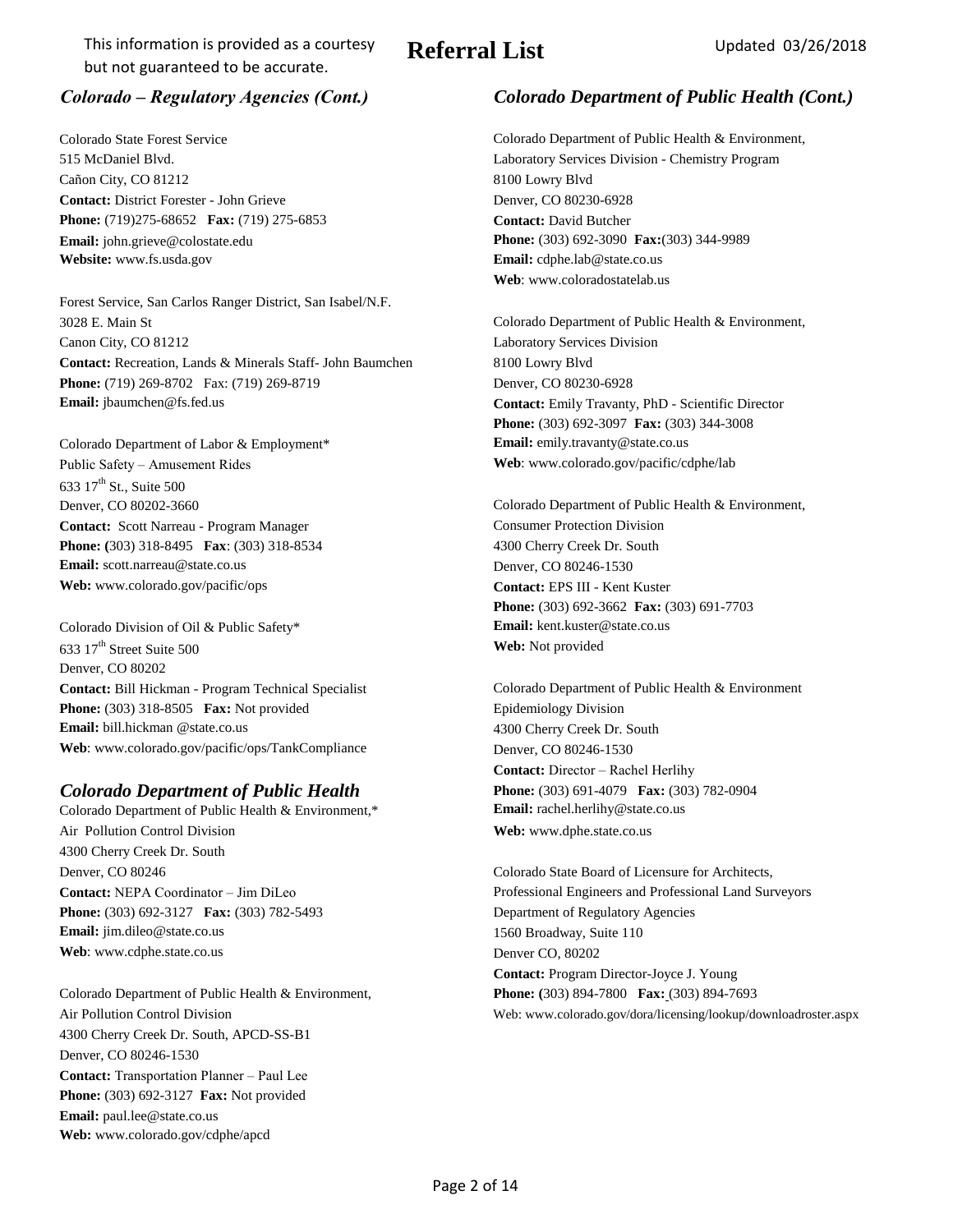This information is provided as a courtesy but not guaranteed to be accurate.

# Referral List

Updated 03/26/2018

## *Colorado – Regulatory Agencies (Cont.)*

Colorado State Forest Service
515 McDaniel Blvd.
Cañon City, CO 81212
**Contact:** District Forester - John Grieve
**Phone:** (719)275-68652 **Fax:** (719) 275-6853
**Email:** john.grieve@colostate.edu
**Website:** www.fs.usda.gov

Forest Service, San Carlos Ranger District, San Isabel/N.F.
3028 E. Main St
Canon City, CO 81212
**Contact:** Recreation, Lands & Minerals Staff- John Baumchen
**Phone:** (719) 269-8702 Fax: (719) 269-8719
**Email:** jbaumchen@fs.fed.us

Colorado Department of Labor & Employment*
Public Safety – Amusement Rides
633 17th St., Suite 500
Denver, CO 80202-3660
**Contact:** Scott Narreau - Program Manager
**Phone: (**303) 318-8495 **Fax**: (303) 318-8534
**Email:** scott.narreau@state.co.us
**Web:** www.colorado.gov/pacific/ops

Colorado Division of Oil & Public Safety*
633 17th Street Suite 500
Denver, CO 80202
**Contact:** Bill Hickman - Program Technical Specialist
**Phone:** (303) 318-8505 **Fax:** Not provided
**Email:** bill.hickman @state.co.us
**Web**: www.colorado.gov/pacific/ops/TankCompliance

## *Colorado Department of Public Health*

Colorado Department of Public Health & Environment,*
Air Pollution Control Division
4300 Cherry Creek Dr. South
Denver, CO 80246
**Contact:** NEPA Coordinator – Jim DiLeo
**Phone:** (303) 692-3127 **Fax:** (303) 782-5493
**Email:** jim.dileo@state.co.us
**Web**: www.cdphe.state.co.us

Colorado Department of Public Health & Environment,
Air Pollution Control Division
4300 Cherry Creek Dr. South, APCD-SS-B1
Denver, CO 80246-1530
**Contact:** Transportation Planner – Paul Lee
**Phone:** (303) 692-3127 **Fax:** Not provided
**Email:** paul.lee@state.co.us
**Web:** www.colorado.gov/cdphe/apcd

## *Colorado Department of Public Health (Cont.)*

Colorado Department of Public Health & Environment,
Laboratory Services Division - Chemistry Program
8100 Lowry Blvd
Denver, CO 80230-6928
**Contact:** David Butcher
**Phone:** (303) 692-3090 **Fax:**(303) 344-9989
**Email:** cdphe.lab@state.co.us
**Web**: www.coloradostatelab.us

Colorado Department of Public Health & Environment,
Laboratory Services Division
8100 Lowry Blvd
Denver, CO 80230-6928
**Contact:** Emily Travanty, PhD - Scientific Director
**Phone:** (303) 692-3097 **Fax:** (303) 344-3008
**Email:** emily.travanty@state.co.us
**Web**: www.colorado.gov/pacific/cdphe/lab

Colorado Department of Public Health & Environment,
Consumer Protection Division
4300 Cherry Creek Dr. South
Denver, CO 80246-1530
**Contact:** EPS III - Kent Kuster
**Phone:** (303) 692-3662 **Fax:** (303) 691-7703
**Email:** kent.kuster@state.co.us
**Web:** Not provided

Colorado Department of Public Health & Environment
Epidemiology Division
4300 Cherry Creek Dr. South
Denver, CO 80246-1530
**Contact:** Director – Rachel Herlihy
**Phone:** (303) 691-4079 **Fax:** (303) 782-0904
**Email:** rachel.herlihy@state.co.us
**Web:** www.dphe.state.co.us

Colorado State Board of Licensure for Architects,
Professional Engineers and Professional Land Surveyors
Department of Regulatory Agencies
1560 Broadway, Suite 110
Denver CO, 80202
**Contact:** Program Director-Joyce J. Young
**Phone: (**303) 894-7800 **Fax:** (303) 894-7693
Web: www.colorado.gov/dora/licensing/lookup/downloadroster.aspx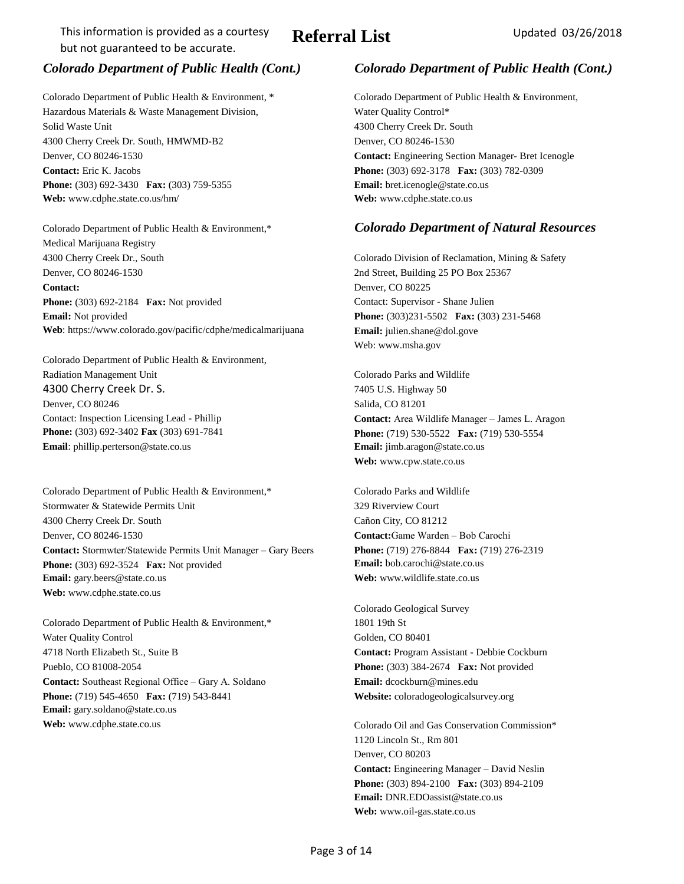This information is provided as a courtesy but not guaranteed to be accurate.

# Referral List

Updated 03/26/2018

## *Colorado Department of Public Health (Cont.)*

Colorado Department of Public Health & Environment, *
Hazardous Materials & Waste Management Division,
Solid Waste Unit
4300 Cherry Creek Dr. South, HMWMD-B2
Denver, CO 80246-1530
**Contact:** Eric K. Jacobs
**Phone:** (303) 692-3430 **Fax:** (303) 759-5355
**Web:** www.cdphe.state.co.us/hm/

Colorado Department of Public Health & Environment,*
Medical Marijuana Registry
4300 Cherry Creek Dr., South
Denver, CO 80246-1530
**Contact:**
**Phone:** (303) 692-2184 **Fax:** Not provided
**Email:** Not provided
**Web**: https://www.colorado.gov/pacific/cdphe/medicalmarijuana

Colorado Department of Public Health & Environment,
Radiation Management Unit
4300 Cherry Creek Dr. S.
Denver, CO 80246
Contact: Inspection Licensing Lead - Phillip
**Phone:** (303) 692-3402 **Fax** (303) 691-7841
**Email**: phillip.perterson@state.co.us

Colorado Department of Public Health & Environment,*
Stormwater & Statewide Permits Unit
4300 Cherry Creek Dr. South
Denver, CO 80246-1530
**Contact:** Stormwter/Statewide Permits Unit Manager – Gary Beers
**Phone:** (303) 692-3524 **Fax:** Not provided
**Email:** gary.beers@state.co.us
**Web:** www.cdphe.state.co.us

Colorado Department of Public Health & Environment,*
Water Quality Control
4718 North Elizabeth St., Suite B
Pueblo, CO 81008-2054
**Contact:** Southeast Regional Office – Gary A. Soldano
**Phone:** (719) 545-4650 **Fax:** (719) 543-8441
**Email:** gary.soldano@state.co.us
**Web:** www.cdphe.state.co.us

## *Colorado Department of Public Health (Cont.)*

Colorado Department of Public Health & Environment,
Water Quality Control*
4300 Cherry Creek Dr. South
Denver, CO 80246-1530
**Contact:** Engineering Section Manager- Bret Icenogle
**Phone:** (303) 692-3178 **Fax:** (303) 782-0309
**Email:** bret.icenogle@state.co.us
**Web:** www.cdphe.state.co.us

## *Colorado Department of Natural Resources*

Colorado Division of Reclamation, Mining & Safety
2nd Street, Building 25 PO Box 25367
Denver, CO 80225
Contact: Supervisor - Shane Julien
**Phone:** (303)231-5502 **Fax:** (303) 231-5468
**Email:** julien.shane@dol.gove
Web: www.msha.gov

Colorado Parks and Wildlife
7405 U.S. Highway 50
Salida, CO 81201
**Contact:** Area Wildlife Manager – James L. Aragon
**Phone:** (719) 530-5522 **Fax:** (719) 530-5554
**Email:** jimb.aragon@state.co.us
**Web:** www.cpw.state.co.us

Colorado Parks and Wildlife
329 Riverview Court
Cañon City, CO 81212
**Contact:**Game Warden – Bob Carochi
**Phone:** (719) 276-8844 **Fax:** (719) 276-2319
**Email:** bob.carochi@state.co.us
**Web:** www.wildlife.state.co.us

Colorado Geological Survey
1801 19th St
Golden, CO 80401
**Contact:** Program Assistant - Debbie Cockburn
**Phone:** (303) 384-2674 **Fax:** Not provided
**Email:** dcockburn@mines.edu
**Website:** coloradogeologicalsurvey.org

Colorado Oil and Gas Conservation Commission*
1120 Lincoln St., Rm 801
Denver, CO 80203
**Contact:** Engineering Manager – David Neslin
**Phone:** (303) 894-2100 **Fax:** (303) 894-2109
**Email:** DNR.EDOassist@state.co.us
**Web:** www.oil-gas.state.co.us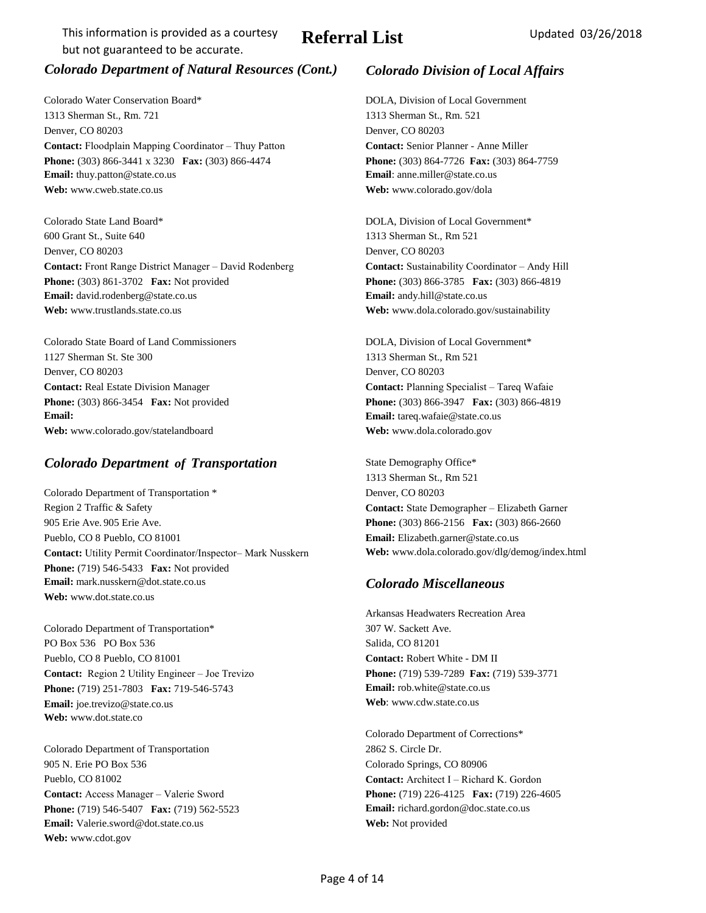This information is provided as a courtesy but not guaranteed to be accurate.

# Referral List

Updated 03/26/2018

## *Colorado Department of Natural Resources (Cont.)*

Colorado Water Conservation Board*
1313 Sherman St., Rm. 721
Denver, CO 80203
**Contact:** Floodplain Mapping Coordinator – Thuy Patton
**Phone:** (303) 866-3441 x 3230 **Fax:** (303) 866-4474
**Email:** thuy.patton@state.co.us
**Web:** www.cweb.state.co.us

Colorado State Land Board*
600 Grant St., Suite 640
Denver, CO 80203
**Contact:** Front Range District Manager – David Rodenberg
**Phone:** (303) 861-3702 **Fax:** Not provided
**Email:** david.rodenberg@state.co.us
**Web:** www.trustlands.state.co.us

Colorado State Board of Land Commissioners
1127 Sherman St. Ste 300
Denver, CO 80203
**Contact:** Real Estate Division Manager
**Phone:** (303) 866-3454 **Fax:** Not provided
**Email:**
**Web:** www.colorado.gov/statelandboard

## *Colorado Department of Transportation*

Colorado Department of Transportation *
Region 2 Traffic & Safety
905 Erie Ave. 905 Erie Ave.
Pueblo, CO 8 Pueblo, CO 81001
**Contact:** Utility Permit Coordinator/Inspector– Mark Nusskern
**Phone:** (719) 546-5433 **Fax:** Not provided
**Email:** mark.nusskern@dot.state.co.us
**Web:** www.dot.state.co.us

Colorado Department of Transportation*
PO Box 536 PO Box 536
Pueblo, CO 8 Pueblo, CO 81001
**Contact:** Region 2 Utility Engineer – Joe Trevizo
**Phone:** (719) 251-7803 **Fax:** 719-546-5743
**Email:** joe.trevizo@state.co.us
**Web:** www.dot.state.co

Colorado Department of Transportation
905 N. Erie PO Box 536
Pueblo, CO 81002
**Contact:** Access Manager – Valerie Sword
**Phone:** (719) 546-5407 **Fax:** (719) 562-5523
**Email:** Valerie.sword@dot.state.co.us
**Web:** www.cdot.gov

## *Colorado Division of Local Affairs*

DOLA, Division of Local Government
1313 Sherman St., Rm. 521
Denver, CO 80203
**Contact:** Senior Planner - Anne Miller
**Phone:** (303) 864-7726 **Fax:** (303) 864-7759
**Email**: anne.miller@state.co.us
**Web:** www.colorado.gov/dola

DOLA, Division of Local Government*
1313 Sherman St., Rm 521
Denver, CO 80203
**Contact:** Sustainability Coordinator – Andy Hill
**Phone:** (303) 866-3785 **Fax:** (303) 866-4819
**Email:** andy.hill@state.co.us
**Web:** www.dola.colorado.gov/sustainability

DOLA, Division of Local Government*
1313 Sherman St., Rm 521
Denver, CO 80203
**Contact:** Planning Specialist – Tareq Wafaie
**Phone:** (303) 866-3947 **Fax:** (303) 866-4819
**Email:** tareq.wafaie@state.co.us
**Web:** www.dola.colorado.gov

State Demography Office*
1313 Sherman St., Rm 521
Denver, CO 80203
**Contact:** State Demographer – Elizabeth Garner
**Phone:** (303) 866-2156 **Fax:** (303) 866-2660
**Email:** Elizabeth.garner@state.co.us
**Web:** www.dola.colorado.gov/dlg/demog/index.html

## *Colorado Miscellaneous*

Arkansas Headwaters Recreation Area
307 W. Sackett Ave.
Salida, CO 81201
**Contact:** Robert White - DM II
**Phone:** (719) 539-7289 **Fax:** (719) 539-3771
**Email:** rob.white@state.co.us
**Web**: www.cdw.state.co.us

Colorado Department of Corrections*
2862 S. Circle Dr.
Colorado Springs, CO 80906
**Contact:** Architect I – Richard K. Gordon
**Phone:** (719) 226-4125 **Fax:** (719) 226-4605
**Email:** richard.gordon@doc.state.co.us
**Web:** Not provided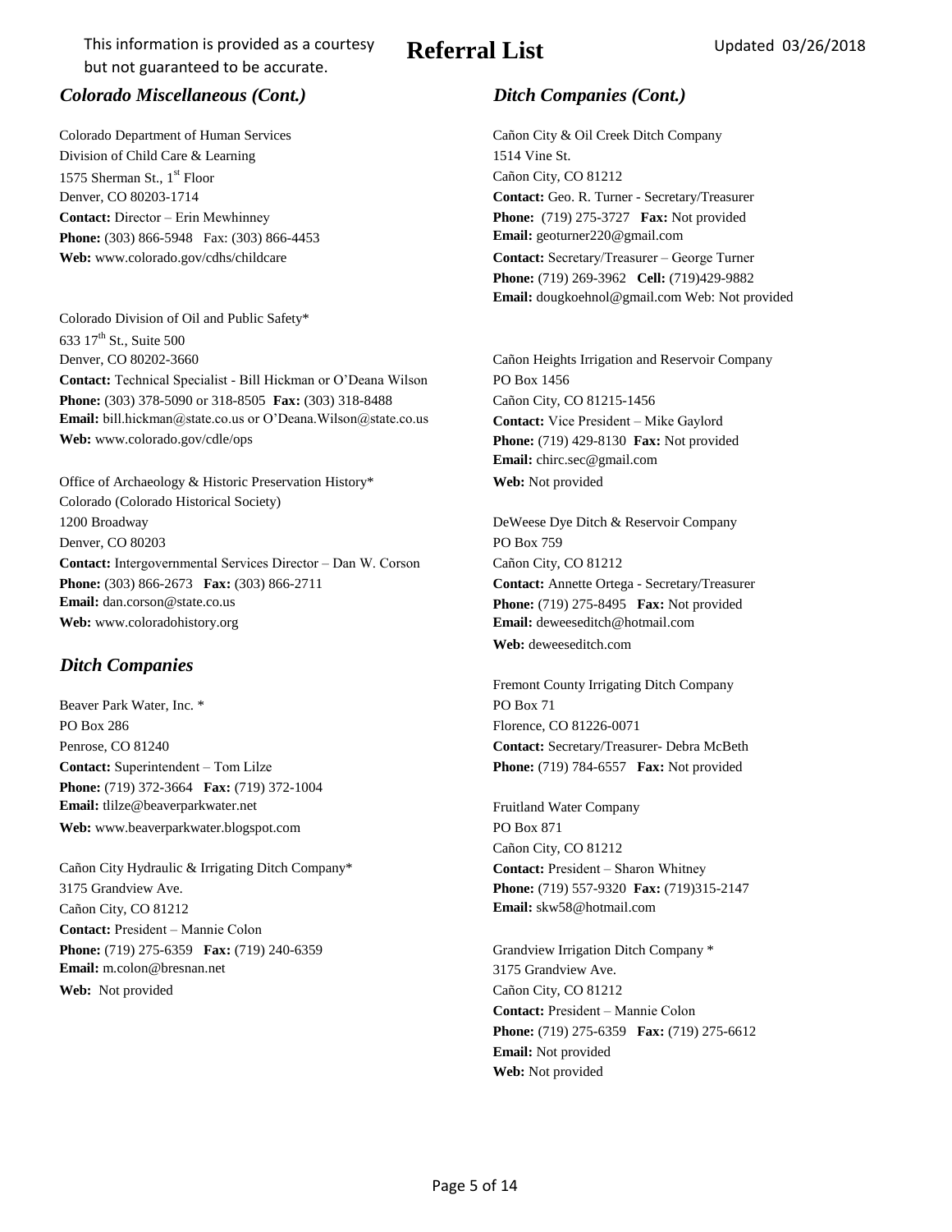## *Colorado Miscellaneous (Cont.)*

Colorado Department of Human Services
Division of Child Care & Learning
1575 Sherman St., 1st Floor
Denver, CO 80203-1714
**Contact:** Director – Erin Mewhinney
**Phone:** (303) 866-5948 Fax: (303) 866-4453
**Web:** www.colorado.gov/cdhs/childcare

Colorado Division of Oil and Public Safety*
633 17th St., Suite 500
Denver, CO 80202-3660
**Contact:** Technical Specialist - Bill Hickman or O'Deana Wilson
**Phone:** (303) 378-5090 or 318-8505 **Fax:** (303) 318-8488
**Email:** bill.hickman@state.co.us or O'Deana.Wilson@state.co.us
**Web:** www.colorado.gov/cdle/ops

Office of Archaeology & Historic Preservation History*
Colorado (Colorado Historical Society)
1200 Broadway
Denver, CO 80203
**Contact:** Intergovernmental Services Director – Dan W. Corson
**Phone:** (303) 866-2673 **Fax:** (303) 866-2711
**Email:** dan.corson@state.co.us
**Web:** www.coloradohistory.org

## *Ditch Companies*

Beaver Park Water, Inc. *
PO Box 286
Penrose, CO 81240
**Contact:** Superintendent – Tom Lilze
**Phone:** (719) 372-3664 **Fax:** (719) 372-1004
**Email:** tlilze@beaverparkwater.net
**Web:** www.beaverparkwater.blogspot.com

Cañon City Hydraulic & Irrigating Ditch Company*
3175 Grandview Ave.
Cañon City, CO 81212
**Contact:** President – Mannie Colon
**Phone:** (719) 275-6359 **Fax:** (719) 240-6359
**Email:** m.colon@bresnan.net
**Web:** Not provided

## *Ditch Companies (Cont.)*

Cañon City & Oil Creek Ditch Company
1514 Vine St.
Cañon City, CO 81212
**Contact:** Geo. R. Turner - Secretary/Treasurer
**Phone:** (719) 275-3727 **Fax:** Not provided
**Email:** geoturner220@gmail.com
**Contact:** Secretary/Treasurer – George Turner
**Phone:** (719) 269-3962 **Cell:** (719)429-9882
**Email:** dougkoehnol@gmail.com Web: Not provided

Cañon Heights Irrigation and Reservoir Company
PO Box 1456
Cañon City, CO 81215-1456
**Contact:** Vice President – Mike Gaylord
**Phone:** (719) 429-8130 **Fax:** Not provided
**Email:** chirc.sec@gmail.com
**Web:** Not provided

DeWeese Dye Ditch & Reservoir Company
PO Box 759
Cañon City, CO 81212
**Contact:** Annette Ortega - Secretary/Treasurer
**Phone:** (719) 275-8495 **Fax:** Not provided
**Email:** deweeseditch@hotmail.com
**Web:** deweeseditch.com

Fremont County Irrigating Ditch Company
PO Box 71
Florence, CO 81226-0071
**Contact:** Secretary/Treasurer- Debra McBeth
**Phone:** (719) 784-6557 **Fax:** Not provided

Fruitland Water Company
PO Box 871
Cañon City, CO 81212
**Contact:** President – Sharon Whitney
**Phone:** (719) 557-9320 **Fax:** (719)315-2147
**Email:** skw58@hotmail.com

Grandview Irrigation Ditch Company *
3175 Grandview Ave.
Cañon City, CO 81212
**Contact:** President – Mannie Colon
**Phone:** (719) 275-6359 **Fax:** (719) 275-6612
**Email:** Not provided
**Web:** Not provided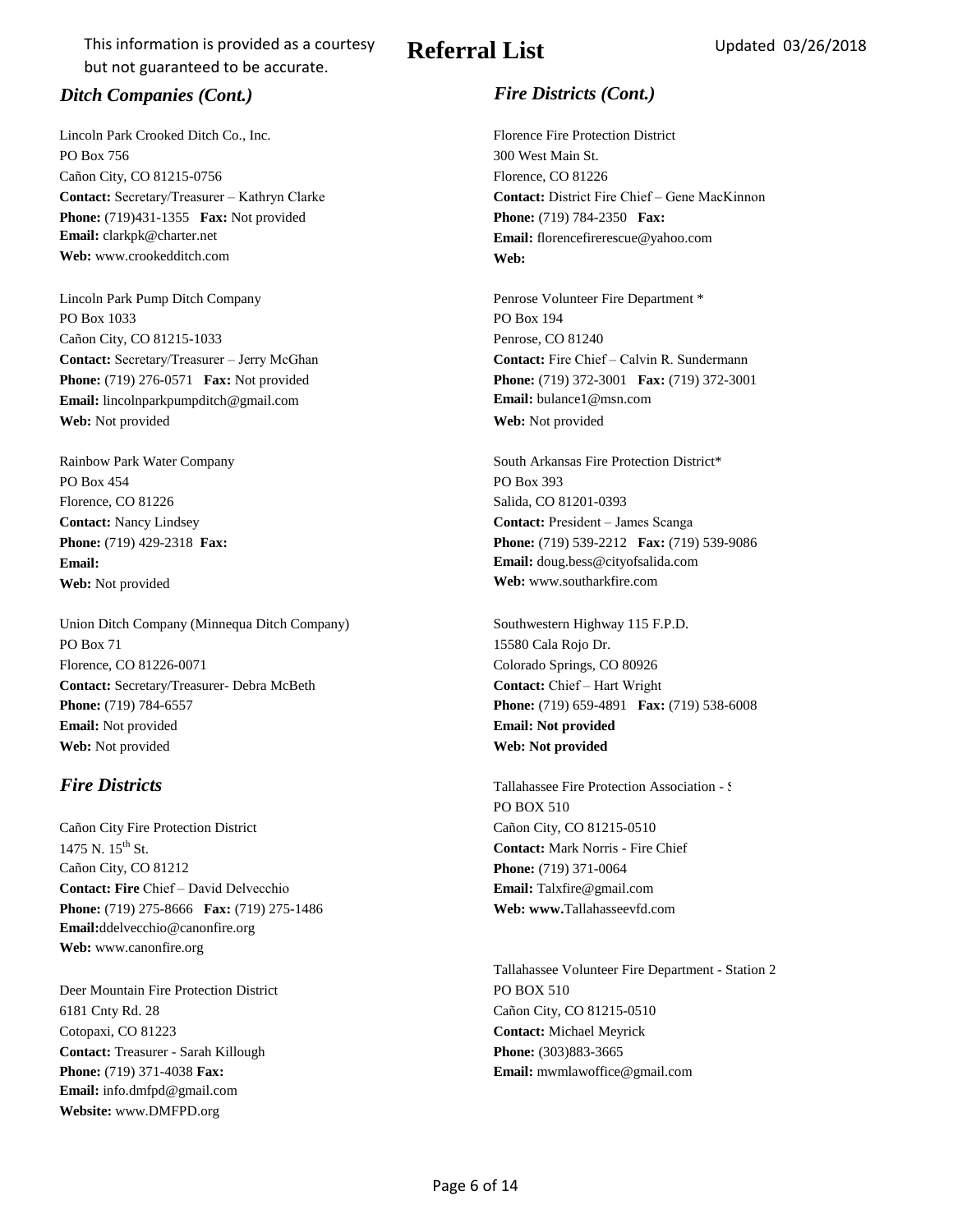*Ditch Companies (Cont.)*

Lincoln Park Crooked Ditch Co., Inc.
PO Box 756
Cañon City, CO 81215-0756
**Contact:** Secretary/Treasurer – Kathryn Clarke
**Phone:** (719)431-1355 **Fax:** Not provided
**Email:** clarkpk@charter.net
**Web:** www.crookedditch.com

Lincoln Park Pump Ditch Company
PO Box 1033
Cañon City, CO 81215-1033
**Contact:** Secretary/Treasurer – Jerry McGhan
**Phone:** (719) 276-0571 **Fax:** Not provided
**Email:** lincolnparkpumpditch@gmail.com
**Web:** Not provided

Rainbow Park Water Company
PO Box 454
Florence, CO 81226
**Contact:** Nancy Lindsey
**Phone:** (719) 429-2318 **Fax:**
**Email:**
**Web:** Not provided

Union Ditch Company (Minnequa Ditch Company)
PO Box 71
Florence, CO 81226-0071
**Contact:** Secretary/Treasurer- Debra McBeth
**Phone:** (719) 784-6557
**Email:** Not provided
**Web:** Not provided

## *Fire Districts*

Cañon City Fire Protection District
1475 N. 15th St.
Cañon City, CO 81212
**Contact: Fire** Chief – David Delvecchio
**Phone:** (719) 275-8666 **Fax:** (719) 275-1486
**Email:**ddelvecchio@canonfire.org
**Web:** www.canonfire.org

Deer Mountain Fire Protection District
6181 Cnty Rd. 28
Cotopaxi, CO 81223
**Contact:** Treasurer - Sarah Killough
**Phone:** (719) 371-4038 **Fax:**
**Email:** info.dmfpd@gmail.com
**Website:** www.DMFPD.org

*Fire Districts (Cont.)*

Florence Fire Protection District
300 West Main St.
Florence, CO 81226
**Contact:** District Fire Chief – Gene MacKinnon
**Phone:** (719) 784-2350 **Fax:**
**Email:** florencefirerescue@yahoo.com
**Web:**

Penrose Volunteer Fire Department *
PO Box 194
Penrose, CO 81240
**Contact:** Fire Chief – Calvin R. Sundermann
**Phone:** (719) 372-3001 **Fax:** (719) 372-3001
**Email:** bulance1@msn.com
**Web:** Not provided

South Arkansas Fire Protection District*
PO Box 393
Salida, CO 81201-0393
**Contact:** President – James Scanga
**Phone:** (719) 539-2212 **Fax:** (719) 539-9086
**Email:** doug.bess@cityofsalida.com
**Web:** www.southarkfire.com

Southwestern Highway 115 F.P.D.
15580 Cala Rojo Dr.
Colorado Springs, CO 80926
**Contact:** Chief – Hart Wright
**Phone:** (719) 659-4891 **Fax:** (719) 538-6008
**Email: Not provided**
**Web: Not provided**

Tallahassee Fire Protection Association - S
PO BOX 510
Cañon City, CO 81215-0510
**Contact:** Mark Norris - Fire Chief
**Phone:** (719) 371-0064
**Email:** Talxfire@gmail.com
**Web: www.**Tallahasseevfd.com

Tallahassee Volunteer Fire Department - Station 2
PO BOX 510
Cañon City, CO 81215-0510
**Contact:** Michael Meyrick
**Phone:** (303)883-3665
**Email:** mwmlawoffice@gmail.com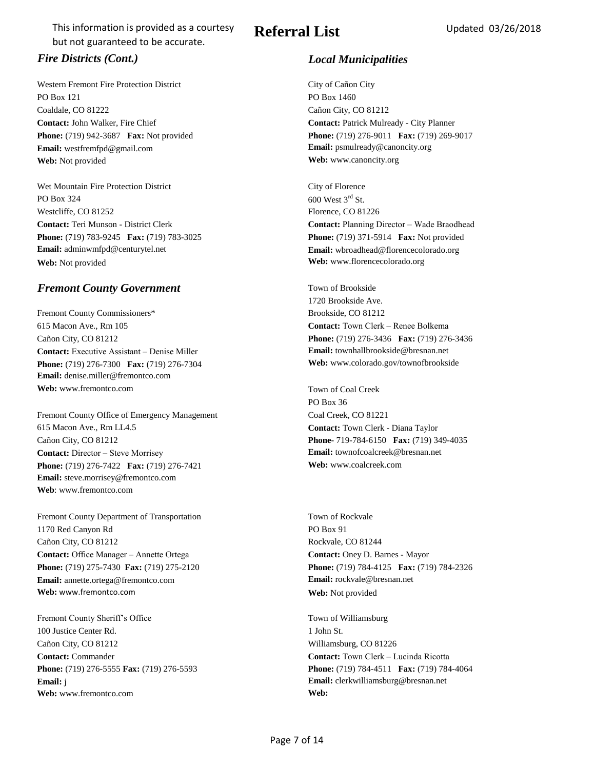This information is provided as a courtesy but not guaranteed to be accurate.

# Referral List

Updated 03/26/2018

## *Fire Districts (Cont.)*

Western Fremont Fire Protection District
PO Box 121
Coaldale, CO 81222
**Contact:** John Walker, Fire Chief
**Phone:** (719) 942-3687 **Fax:** Not provided
**Email:** westfremfpd@gmail.com
**Web:** Not provided

Wet Mountain Fire Protection District
PO Box 324
Westcliffe, CO 81252
**Contact:** Teri Munson - District Clerk
**Phone:** (719) 783-9245 **Fax:** (719) 783-3025
**Email:** adminwmfpd@centurytel.net
**Web:** Not provided

## *Fremont County Government*

Fremont County Commissioners*
615 Macon Ave., Rm 105
Cañon City, CO 81212
**Contact:** Executive Assistant – Denise Miller
**Phone:** (719) 276-7300 **Fax:** (719) 276-7304
**Email:** denise.miller@fremontco.com
**Web:** www.fremontco.com

Fremont County Office of Emergency Management
615 Macon Ave., Rm LL4.5
Cañon City, CO 81212
**Contact:** Director – Steve Morrisey
**Phone:** (719) 276-7422 **Fax:** (719) 276-7421
**Email:** steve.morrisey@fremontco.com
**Web**: www.fremontco.com

Fremont County Department of Transportation
1170 Red Canyon Rd
Cañon City, CO 81212
**Contact:** Office Manager – Annette Ortega
**Phone:** (719) 275-7430 **Fax:** (719) 275-2120
**Email:** annette.ortega@fremontco.com
**Web:** www.fremontco.com

Fremont County Sheriff's Office
100 Justice Center Rd.
Cañon City, CO 81212
**Contact:** Commander
**Phone:** (719) 276-5555 **Fax:** (719) 276-5593
**Email:** j
**Web:** www.fremontco.com

## *Local Municipalities*

City of Cañon City
PO Box 1460
Cañon City, CO 81212
**Contact:** Patrick Mulready - City Planner
**Phone:** (719) 276-9011 **Fax:** (719) 269-9017
**Email:** psmulready@canoncity.org
**Web:** www.canoncity.org

City of Florence
600 West 3rd St.
Florence, CO 81226
**Contact:** Planning Director – Wade Braodhead
**Phone:** (719) 371-5914 **Fax:** Not provided
**Email:** wbroadhead@florencecolorado.org
**Web:** www.florencecolorado.org

Town of Brookside
1720 Brookside Ave.
Brookside, CO 81212
**Contact:** Town Clerk – Renee Bolkema
**Phone:** (719) 276-3436 **Fax:** (719) 276-3436
**Email:** townhallbrookside@bresnan.net
**Web:** www.colorado.gov/townofbrookside

Town of Coal Creek
PO Box 36
Coal Creek, CO 81221
**Contact:** Town Clerk - Diana Taylor
**Phone-** 719-784-6150 **Fax:** (719) 349-4035
**Email:** townofcoalcreek@bresnan.net
**Web:** www.coalcreek.com

Town of Rockvale
PO Box 91
Rockvale, CO 81244
**Contact:** Oney D. Barnes - Mayor
**Phone:** (719) 784-4125 **Fax:** (719) 784-2326
**Email:** rockvale@bresnan.net
**Web:** Not provided

Town of Williamsburg
1 John St.
Williamsburg, CO 81226
**Contact:** Town Clerk – Lucinda Ricotta
**Phone:** (719) 784-4511 **Fax:** (719) 784-4064
**Email:** clerkwilliamsburg@bresnan.net
**Web:**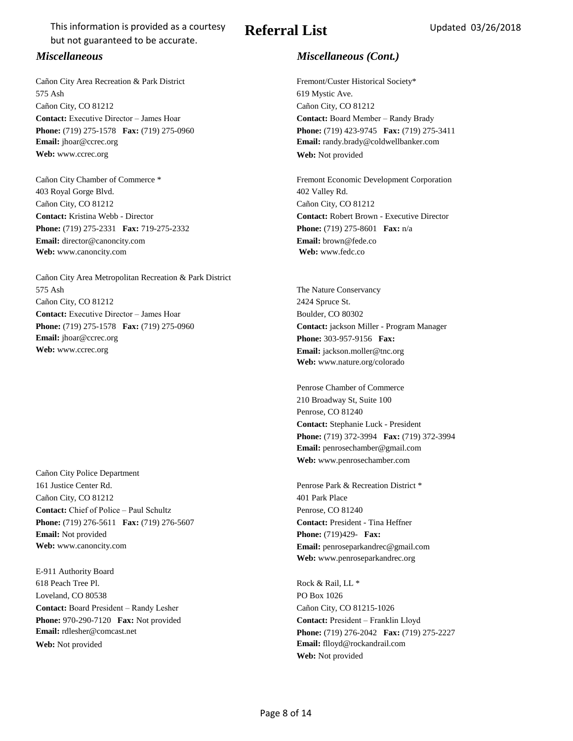This information is provided as a courtesy but not guaranteed to be accurate.

# Referral List

Updated 03/26/2018

## *Miscellaneous*

Cañon City Area Recreation & Park District
575 Ash
Cañon City, CO 81212
**Contact:** Executive Director – James Hoar
**Phone:** (719) 275-1578 **Fax:** (719) 275-0960
**Email:** jhoar@ccrec.org
**Web:** www.ccrec.org

Cañon City Chamber of Commerce *
403 Royal Gorge Blvd.
Cañon City, CO 81212
**Contact:** Kristina Webb - Director
**Phone:** (719) 275-2331 **Fax:** 719-275-2332
**Email:** director@canoncity.com
**Web:** www.canoncity.com

Cañon City Area Metropolitan Recreation & Park District
575 Ash
Cañon City, CO 81212
**Contact:** Executive Director – James Hoar
**Phone:** (719) 275-1578 **Fax:** (719) 275-0960
**Email:** jhoar@ccrec.org
**Web:** www.ccrec.org

Cañon City Police Department
161 Justice Center Rd.
Cañon City, CO 81212
**Contact:** Chief of Police – Paul Schultz
**Phone:** (719) 276-5611 **Fax:** (719) 276-5607
**Email:** Not provided
**Web:** www.canoncity.com

E-911 Authority Board
618 Peach Tree Pl.
Loveland, CO 80538
**Contact:** Board President – Randy Lesher
**Phone:** 970-290-7120 **Fax:** Not provided
**Email:** rdlesher@comcast.net
**Web:** Not provided

## *Miscellaneous (Cont.)*

Fremont/Custer Historical Society*
619 Mystic Ave.
Cañon City, CO 81212
**Contact:** Board Member – Randy Brady
**Phone:** (719) 423-9745 **Fax:** (719) 275-3411
**Email:** randy.brady@coldwellbanker.com
**Web:** Not provided

Fremont Economic Development Corporation
402 Valley Rd.
Cañon City, CO 81212
**Contact:** Robert Brown - Executive Director
**Phone:** (719) 275-8601 **Fax:** n/a
**Email:** brown@fede.co
**Web:** www.fedc.co

The Nature Conservancy
2424 Spruce St.
Boulder, CO 80302
**Contact:** jackson Miller - Program Manager
**Phone:** 303-957-9156 **Fax:**
**Email:** jackson.moller@tnc.org
**Web:** www.nature.org/colorado

Penrose Chamber of Commerce
210 Broadway St, Suite 100
Penrose, CO 81240
**Contact:** Stephanie Luck - President
**Phone:** (719) 372-3994 **Fax:** (719) 372-3994
**Email:** penrosechamber@gmail.com
**Web:** www.penrosechamber.com

Penrose Park & Recreation District *
401 Park Place
Penrose, CO 81240
**Contact:** President - Tina Heffner
**Phone:** (719)429- **Fax:**
**Email:** penroseparkandrec@gmail.com
**Web:** www.penroseparkandrec.org

Rock & Rail, LL *
PO Box 1026
Cañon City, CO 81215-1026
**Contact:** President – Franklin Lloyd
**Phone:** (719) 276-2042 **Fax:** (719) 275-2227
**Email:** flloyd@rockandrail.com
**Web:** Not provided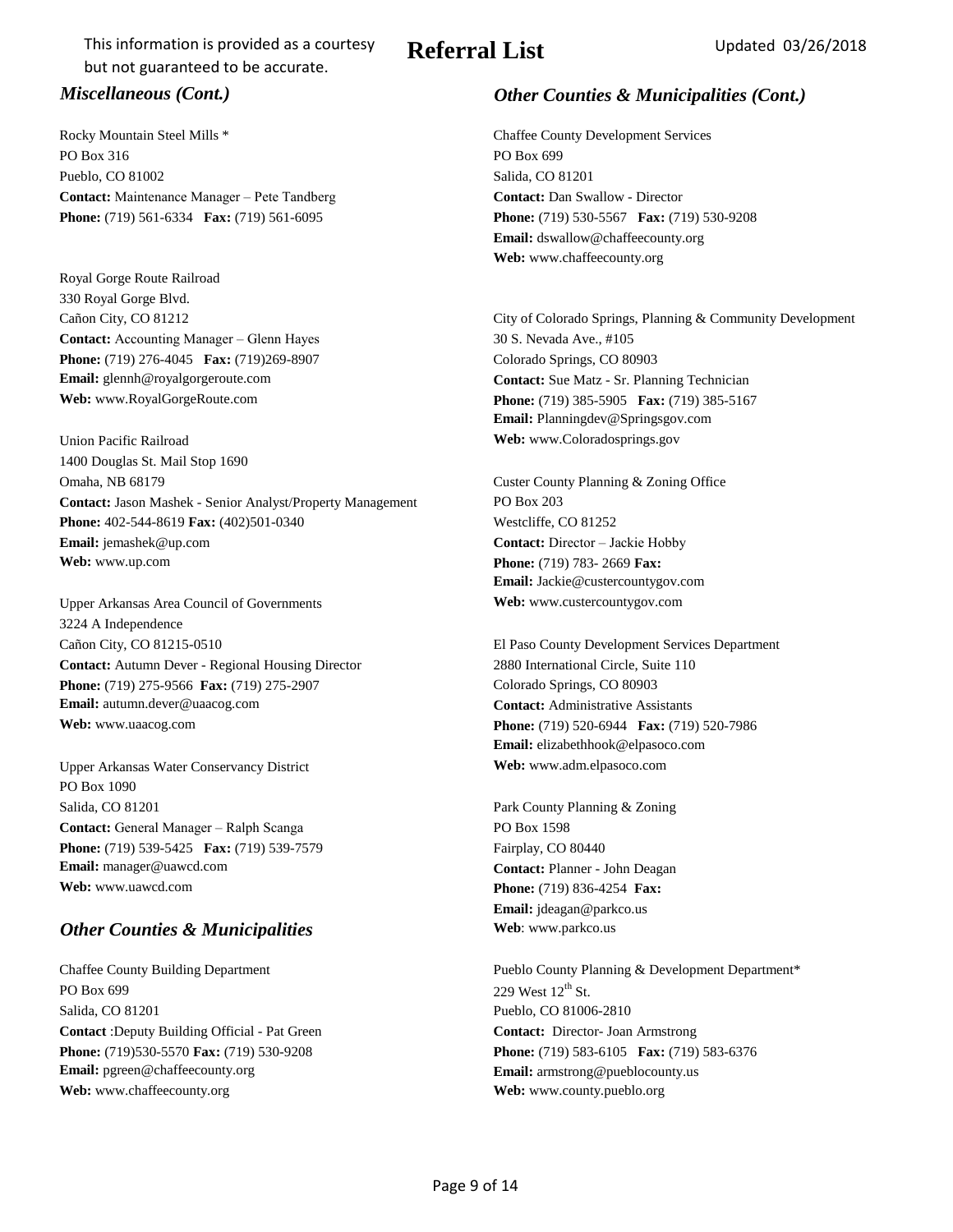*Miscellaneous (Cont.)*

Rocky Mountain Steel Mills *
PO Box 316
Pueblo, CO 81002
**Contact:** Maintenance Manager – Pete Tandberg
**Phone:** (719) 561-6334 **Fax:** (719) 561-6095

Royal Gorge Route Railroad
330 Royal Gorge Blvd.
Cañon City, CO 81212
**Contact:** Accounting Manager – Glenn Hayes
**Phone:** (719) 276-4045 **Fax:** (719)269-8907
**Email:** glennh@royalgorgeroute.com
**Web:** www.RoyalGorgeRoute.com

Union Pacific Railroad
1400 Douglas St. Mail Stop 1690
Omaha, NB 68179
**Contact:** Jason Mashek - Senior Analyst/Property Management
**Phone:** 402-544-8619 **Fax:** (402)501-0340
**Email:** jemashek@up.com
**Web:** www.up.com

Upper Arkansas Area Council of Governments
3224 A Independence
Cañon City, CO 81215-0510
**Contact:** Autumn Dever - Regional Housing Director
**Phone:** (719) 275-9566 **Fax:** (719) 275-2907
**Email:** autumn.dever@uaacog.com
**Web:** www.uaacog.com

Upper Arkansas Water Conservancy District
PO Box 1090
Salida, CO 81201
**Contact:** General Manager – Ralph Scanga
**Phone:** (719) 539-5425 **Fax:** (719) 539-7579
**Email:** manager@uawcd.com
**Web:** www.uawcd.com

## *Other Counties & Municipalities*

Chaffee County Building Department
PO Box 699
Salida, CO 81201
**Contact** :Deputy Building Official - Pat Green
**Phone:** (719)530-5570 **Fax:** (719) 530-9208
**Email:** pgreen@chaffeecounty.org
**Web:** www.chaffeecounty.org

*Other Counties & Municipalities (Cont.)*

Chaffee County Development Services
PO Box 699
Salida, CO 81201
**Contact:** Dan Swallow - Director
**Phone:** (719) 530-5567 **Fax:** (719) 530-9208
**Email:** dswallow@chaffeecounty.org
**Web:** www.chaffeecounty.org

City of Colorado Springs, Planning & Community Development
30 S. Nevada Ave., #105
Colorado Springs, CO 80903
**Contact:** Sue Matz - Sr. Planning Technician
**Phone:** (719) 385-5905 **Fax:** (719) 385-5167
**Email:** Planningdev@Springsgov.com
**Web:** www.Coloradosprings.gov

Custer County Planning & Zoning Office
PO Box 203
Westcliffe, CO 81252
**Contact:** Director – Jackie Hobby
**Phone:** (719) 783- 2669 **Fax:**
**Email:** Jackie@custercountygov.com
**Web:** www.custercountygov.com

El Paso County Development Services Department
2880 International Circle, Suite 110
Colorado Springs, CO 80903
**Contact:** Administrative Assistants
**Phone:** (719) 520-6944 **Fax:** (719) 520-7986
**Email:** elizabethhook@elpasoco.com
**Web:** www.adm.elpasoco.com

Park County Planning & Zoning
PO Box 1598
Fairplay, CO 80440
**Contact:** Planner - John Deagan
**Phone:** (719) 836-4254 **Fax:**
**Email:** jdeagan@parkco.us
**Web**: www.parkco.us

Pueblo County Planning & Development Department*
229 West 12th St.
Pueblo, CO 81006-2810
**Contact:** Director- Joan Armstrong
**Phone:** (719) 583-6105 **Fax:** (719) 583-6376
**Email:** armstrong@pueblocounty.us
**Web:** www.county.pueblo.org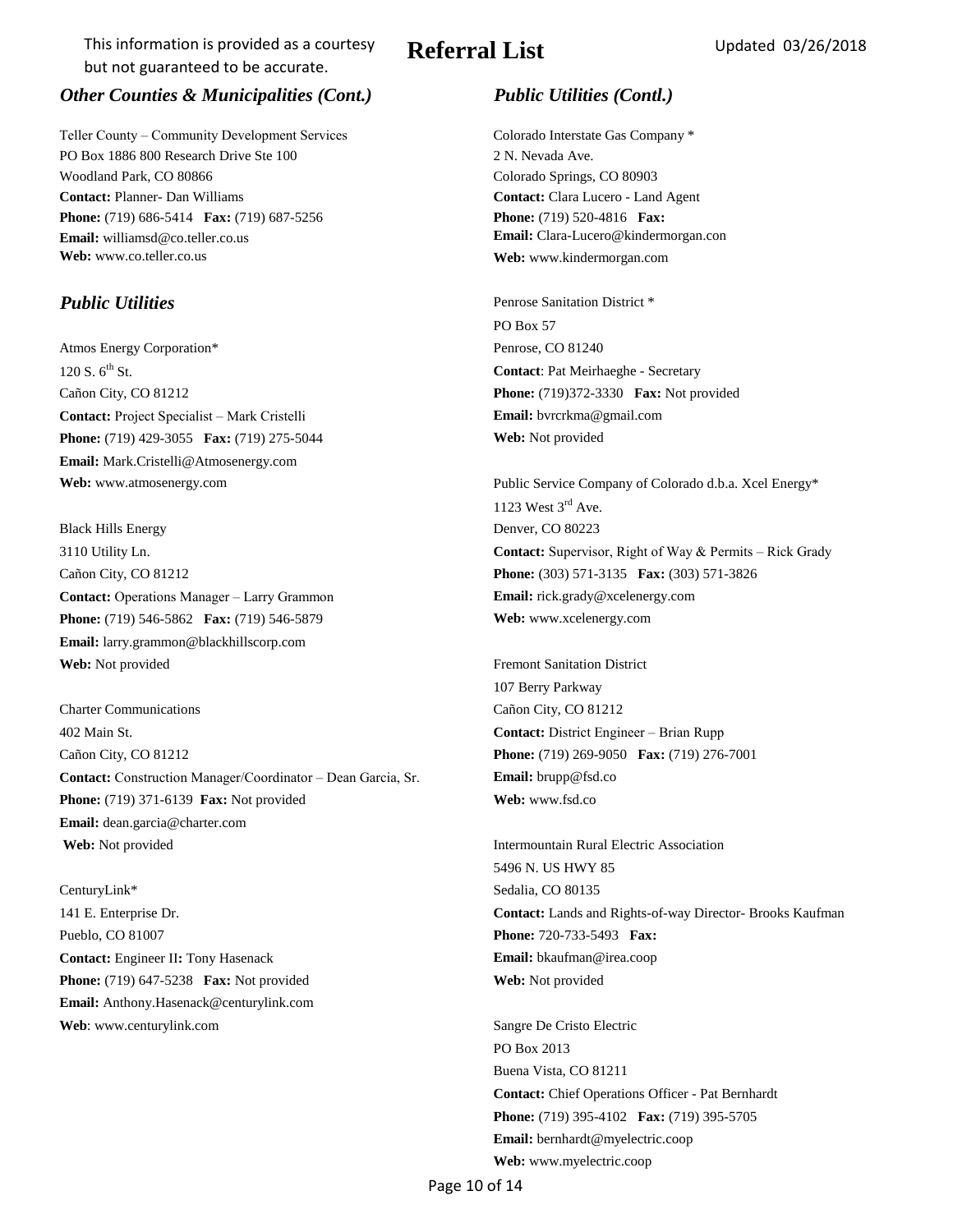This information is provided as a courtesy but not guaranteed to be accurate.

# Referral List

Updated 03/26/2018

## *Other Counties & Municipalities (Cont.)*

Teller County – Community Development Services
PO Box 1886 800 Research Drive Ste 100
Woodland Park, CO 80866
**Contact:** Planner- Dan Williams
**Phone:** (719) 686-5414 **Fax:** (719) 687-5256
**Email:** williamsd@co.teller.co.us
**Web:** www.co.teller.co.us

## *Public Utilities*

Atmos Energy Corporation*
120 S. 6th St.
Cañon City, CO 81212
**Contact:** Project Specialist – Mark Cristelli
**Phone:** (719) 429-3055 **Fax:** (719) 275-5044
**Email:** Mark.Cristelli@Atmosenergy.com
**Web:** www.atmosenergy.com

Black Hills Energy
3110 Utility Ln.
Cañon City, CO 81212
**Contact:** Operations Manager – Larry Grammon
**Phone:** (719) 546-5862 **Fax:** (719) 546-5879
**Email:** larry.grammon@blackhillscorp.com
**Web:** Not provided

Charter Communications
402 Main St.
Cañon City, CO 81212
**Contact:** Construction Manager/Coordinator – Dean Garcia, Sr.
**Phone:** (719) 371-6139 **Fax:** Not provided
**Email:** dean.garcia@charter.com
**Web:** Not provided

CenturyLink*
141 E. Enterprise Dr.
Pueblo, CO 81007
**Contact:** Engineer II**:** Tony Hasenack
**Phone:** (719) 647-5238 **Fax:** Not provided
**Email:** Anthony.Hasenack@centurylink.com
**Web**: www.centurylink.com

## *Public Utilities (Contl.)*

Colorado Interstate Gas Company *
2 N. Nevada Ave.
Colorado Springs, CO 80903
**Contact:** Clara Lucero - Land Agent
**Phone:** (719) 520-4816 **Fax:**
**Email:** Clara-Lucero@kindermorgan.con
**Web:** www.kindermorgan.com

Penrose Sanitation District *
PO Box 57
Penrose, CO 81240
**Contact**: Pat Meirhaeghe - Secretary
**Phone:** (719)372-3330 **Fax:** Not provided
**Email:** bvrcrkma@gmail.com
**Web:** Not provided

Public Service Company of Colorado d.b.a. Xcel Energy*
1123 West 3rd Ave.
Denver, CO 80223
**Contact:** Supervisor, Right of Way & Permits – Rick Grady
**Phone:** (303) 571-3135 **Fax:** (303) 571-3826
**Email:** rick.grady@xcelenergy.com
**Web:** www.xcelenergy.com

Fremont Sanitation District
107 Berry Parkway
Cañon City, CO 81212
**Contact:** District Engineer – Brian Rupp
**Phone:** (719) 269-9050 **Fax:** (719) 276-7001
**Email:** brupp@fsd.co
**Web:** www.fsd.co

Intermountain Rural Electric Association
5496 N. US HWY 85
Sedalia, CO 80135
**Contact:** Lands and Rights-of-way Director- Brooks Kaufman
**Phone:** 720-733-5493 **Fax:**
**Email:** bkaufman@irea.coop
**Web:** Not provided

Sangre De Cristo Electric
PO Box 2013
Buena Vista, CO 81211
**Contact:** Chief Operations Officer - Pat Bernhardt
**Phone:** (719) 395-4102 **Fax:** (719) 395-5705
**Email:** bernhardt@myelectric.coop
**Web:** www.myelectric.coop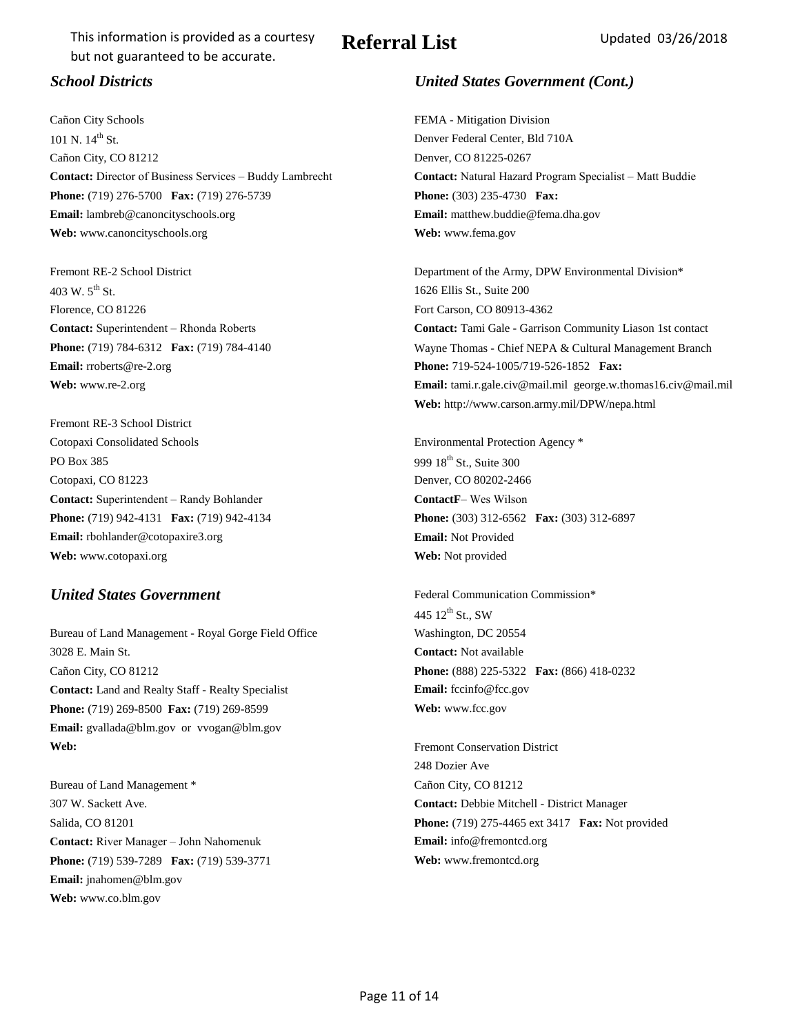This information is provided as a courtesy but not guaranteed to be accurate.

# Referral List

Updated 03/26/2018

## *School Districts*

Cañon City Schools
101 N. 14th St.
Cañon City, CO 81212
**Contact:** Director of Business Services – Buddy Lambrecht
**Phone:** (719) 276-5700 **Fax:** (719) 276-5739
**Email:** lambreb@canoncityschools.org
**Web:** www.canoncityschools.org

Fremont RE-2 School District
403 W. 5th St.
Florence, CO 81226
**Contact:** Superintendent – Rhonda Roberts
**Phone:** (719) 784-6312 **Fax:** (719) 784-4140
**Email:** rroberts@re-2.org
**Web:** www.re-2.org

Fremont RE-3 School District
Cotopaxi Consolidated Schools
PO Box 385
Cotopaxi, CO 81223
**Contact:** Superintendent – Randy Bohlander
**Phone:** (719) 942-4131 **Fax:** (719) 942-4134
**Email:** rbohlander@cotopaxire3.org
**Web:** www.cotopaxi.org

## *United States Government*

Bureau of Land Management - Royal Gorge Field Office
3028 E. Main St.
Cañon City, CO 81212
**Contact:** Land and Realty Staff - Realty Specialist
**Phone:** (719) 269-8500 **Fax:** (719) 269-8599
**Email:** gvallada@blm.gov or vvogan@blm.gov
**Web:**

Bureau of Land Management *
307 W. Sackett Ave.
Salida, CO 81201
**Contact:** River Manager – John Nahomenuk
**Phone:** (719) 539-7289 **Fax:** (719) 539-3771
**Email:** jnahomen@blm.gov
**Web:** www.co.blm.gov

## *United States Government (Cont.)*

FEMA - Mitigation Division
Denver Federal Center, Bld 710A
Denver, CO 81225-0267
**Contact:** Natural Hazard Program Specialist – Matt Buddie
**Phone:** (303) 235-4730 **Fax:**
**Email:** matthew.buddie@fema.dha.gov
**Web:** www.fema.gov

Department of the Army, DPW Environmental Division*
1626 Ellis St., Suite 200
Fort Carson, CO 80913-4362
**Contact:** Tami Gale - Garrison Community Liason 1st contact
Wayne Thomas - Chief NEPA & Cultural Management Branch
**Phone:** 719-524-1005/719-526-1852 **Fax:**
**Email:** tami.r.gale.civ@mail.mil george.w.thomas16.civ@mail.mil
**Web:** http://www.carson.army.mil/DPW/nepa.html

Environmental Protection Agency *
999 18th St., Suite 300
Denver, CO 80202-2466
**ContactF**– Wes Wilson
**Phone:** (303) 312-6562 **Fax:** (303) 312-6897
**Email:** Not Provided
**Web:** Not provided

Federal Communication Commission*
445 12th St., SW
Washington, DC 20554
**Contact:** Not available
**Phone:** (888) 225-5322 **Fax:** (866) 418-0232
**Email:** fccinfo@fcc.gov
**Web:** www.fcc.gov

Fremont Conservation District
248 Dozier Ave
Cañon City, CO 81212
**Contact:** Debbie Mitchell - District Manager
**Phone:** (719) 275-4465 ext 3417 **Fax:** Not provided
**Email:** info@fremontcd.org
**Web:** www.fremontcd.org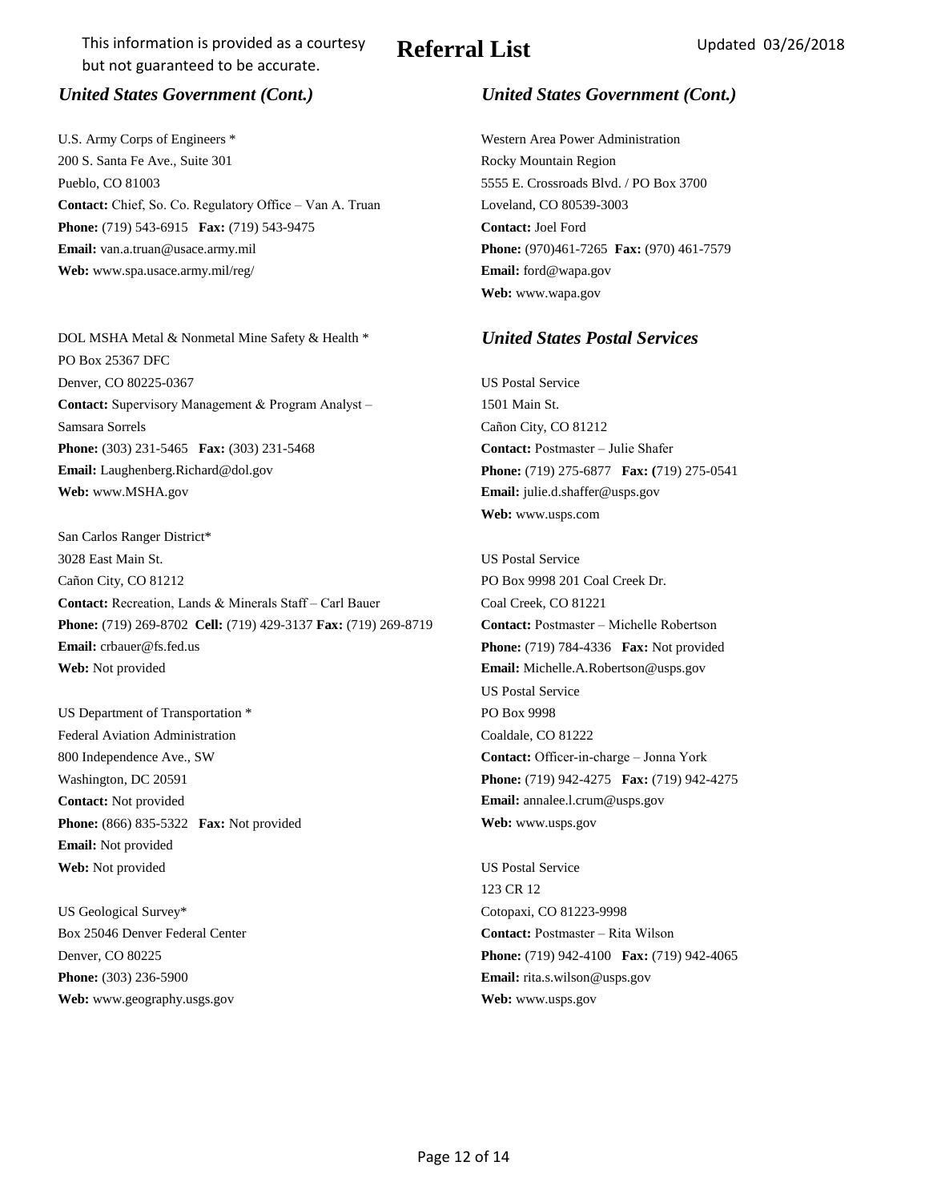This information is provided as a courtesy but not guaranteed to be accurate.

# Referral List

Updated 03/26/2018

## *United States Government (Cont.)*

U.S. Army Corps of Engineers *
200 S. Santa Fe Ave., Suite 301
Pueblo, CO 81003
**Contact:** Chief, So. Co. Regulatory Office – Van A. Truan
**Phone:** (719) 543-6915 **Fax:** (719) 543-9475
**Email:** van.a.truan@usace.army.mil
**Web:** www.spa.usace.army.mil/reg/

DOL MSHA Metal & Nonmetal Mine Safety & Health *
PO Box 25367 DFC
Denver, CO 80225-0367
**Contact:** Supervisory Management & Program Analyst – Samsara Sorrels
**Phone:** (303) 231-5465 **Fax:** (303) 231-5468
**Email:** Laughenberg.Richard@dol.gov
**Web:** www.MSHA.gov

San Carlos Ranger District*
3028 East Main St.
Cañon City, CO 81212
**Contact:** Recreation, Lands & Minerals Staff – Carl Bauer
**Phone:** (719) 269-8702 **Cell:** (719) 429-3137 **Fax:** (719) 269-8719
**Email:** crbauer@fs.fed.us
**Web:** Not provided

US Department of Transportation *
Federal Aviation Administration
800 Independence Ave., SW
Washington, DC 20591
**Contact:** Not provided
**Phone:** (866) 835-5322 **Fax:** Not provided
**Email:** Not provided
**Web:** Not provided

US Geological Survey*
Box 25046 Denver Federal Center
Denver, CO 80225
**Phone:** (303) 236-5900
**Web:** www.geography.usgs.gov

## *United States Government (Cont.)*

Western Area Power Administration
Rocky Mountain Region
5555 E. Crossroads Blvd. / PO Box 3700
Loveland, CO 80539-3003
**Contact:** Joel Ford
**Phone:** (970)461-7265 **Fax:** (970) 461-7579
**Email:** ford@wapa.gov
**Web:** www.wapa.gov

## *United States Postal Services*

US Postal Service
1501 Main St.
Cañon City, CO 81212
**Contact:** Postmaster – Julie Shafer
**Phone:** (719) 275-6877 **Fax: (**719) 275-0541
**Email:** julie.d.shaffer@usps.gov
**Web:** www.usps.com

US Postal Service
PO Box 9998 201 Coal Creek Dr.
Coal Creek, CO 81221
**Contact:** Postmaster – Michelle Robertson
**Phone:** (719) 784-4336 **Fax:** Not provided
**Email:** Michelle.A.Robertson@usps.gov

US Postal Service
PO Box 9998
Coaldale, CO 81222
**Contact:** Officer-in-charge – Jonna York
**Phone:** (719) 942-4275 **Fax:** (719) 942-4275
**Email:** annalee.l.crum@usps.gov
**Web:** www.usps.gov

US Postal Service
123 CR 12
Cotopaxi, CO 81223-9998
**Contact:** Postmaster – Rita Wilson
**Phone:** (719) 942-4100 **Fax:** (719) 942-4065
**Email:** rita.s.wilson@usps.gov
**Web:** www.usps.gov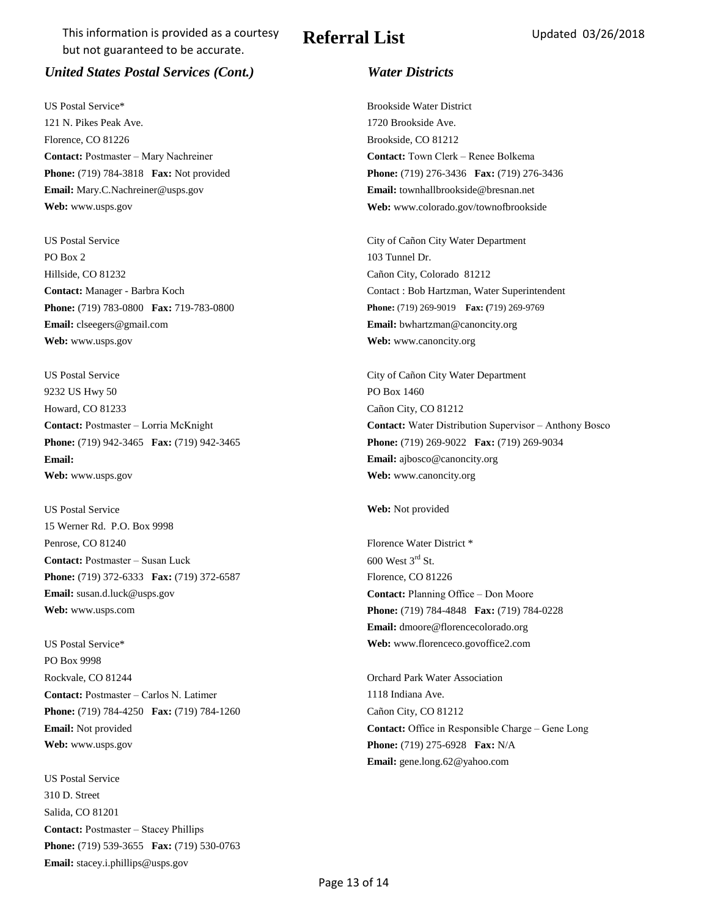This information is provided as a courtesy but not guaranteed to be accurate.

# Referral List

Updated 03/26/2018

### *United States Postal Services (Cont.)*

US Postal Service*
121 N. Pikes Peak Ave.
Florence, CO 81226
**Contact:** Postmaster – Mary Nachreiner
**Phone:** (719) 784-3818 **Fax:** Not provided
**Email:** Mary.C.Nachreiner@usps.gov
**Web:** www.usps.gov

US Postal Service
PO Box 2
Hillside, CO 81232
**Contact:** Manager - Barbra Koch
**Phone:** (719) 783-0800 **Fax:** 719-783-0800
**Email:** clseegers@gmail.com
**Web:** www.usps.gov

US Postal Service
9232 US Hwy 50
Howard, CO 81233
**Contact:** Postmaster – Lorria McKnight
**Phone:** (719) 942-3465 **Fax:** (719) 942-3465
**Email:**
**Web:** www.usps.gov

US Postal Service
15 Werner Rd. P.O. Box 9998
Penrose, CO 81240
**Contact:** Postmaster – Susan Luck
**Phone:** (719) 372-6333 **Fax:** (719) 372-6587
**Email:** susan.d.luck@usps.gov
**Web:** www.usps.com

US Postal Service*
PO Box 9998
Rockvale, CO 81244
**Contact:** Postmaster – Carlos N. Latimer
**Phone:** (719) 784-4250 **Fax:** (719) 784-1260
**Email:** Not provided
**Web:** www.usps.gov

US Postal Service
310 D. Street
Salida, CO 81201
**Contact:** Postmaster – Stacey Phillips
**Phone:** (719) 539-3655 **Fax:** (719) 530-0763
**Email:** stacey.i.phillips@usps.gov

### *Water Districts*

Brookside Water District
1720 Brookside Ave.
Brookside, CO 81212
**Contact:** Town Clerk – Renee Bolkema
**Phone:** (719) 276-3436 **Fax:** (719) 276-3436
**Email:** townhallbrookside@bresnan.net
**Web:** www.colorado.gov/townofbrookside

City of Cañon City Water Department
103 Tunnel Dr.
Cañon City, Colorado 81212
Contact : Bob Hartzman, Water Superintendent
**Phone:** (719) 269-9019 **Fax:** (719) 269-9769
**Email:** bwhartzman@canoncity.org
**Web:** www.canoncity.org

City of Cañon City Water Department
PO Box 1460
Cañon City, CO 81212
**Contact:** Water Distribution Supervisor – Anthony Bosco
**Phone:** (719) 269-9022 **Fax:** (719) 269-9034
**Email:** ajbosco@canoncity.org
**Web:** www.canoncity.org

**Web:** Not provided

Florence Water District *
600 West 3rd St.
Florence, CO 81226
**Contact:** Planning Office – Don Moore
**Phone:** (719) 784-4848 **Fax:** (719) 784-0228
**Email:** dmoore@florencecolorado.org
**Web:** www.florenceco.govoffice2.com

Orchard Park Water Association
1118 Indiana Ave.
Cañon City, CO 81212
**Contact:** Office in Responsible Charge – Gene Long
**Phone:** (719) 275-6928 **Fax:** N/A
**Email:** gene.long.62@yahoo.com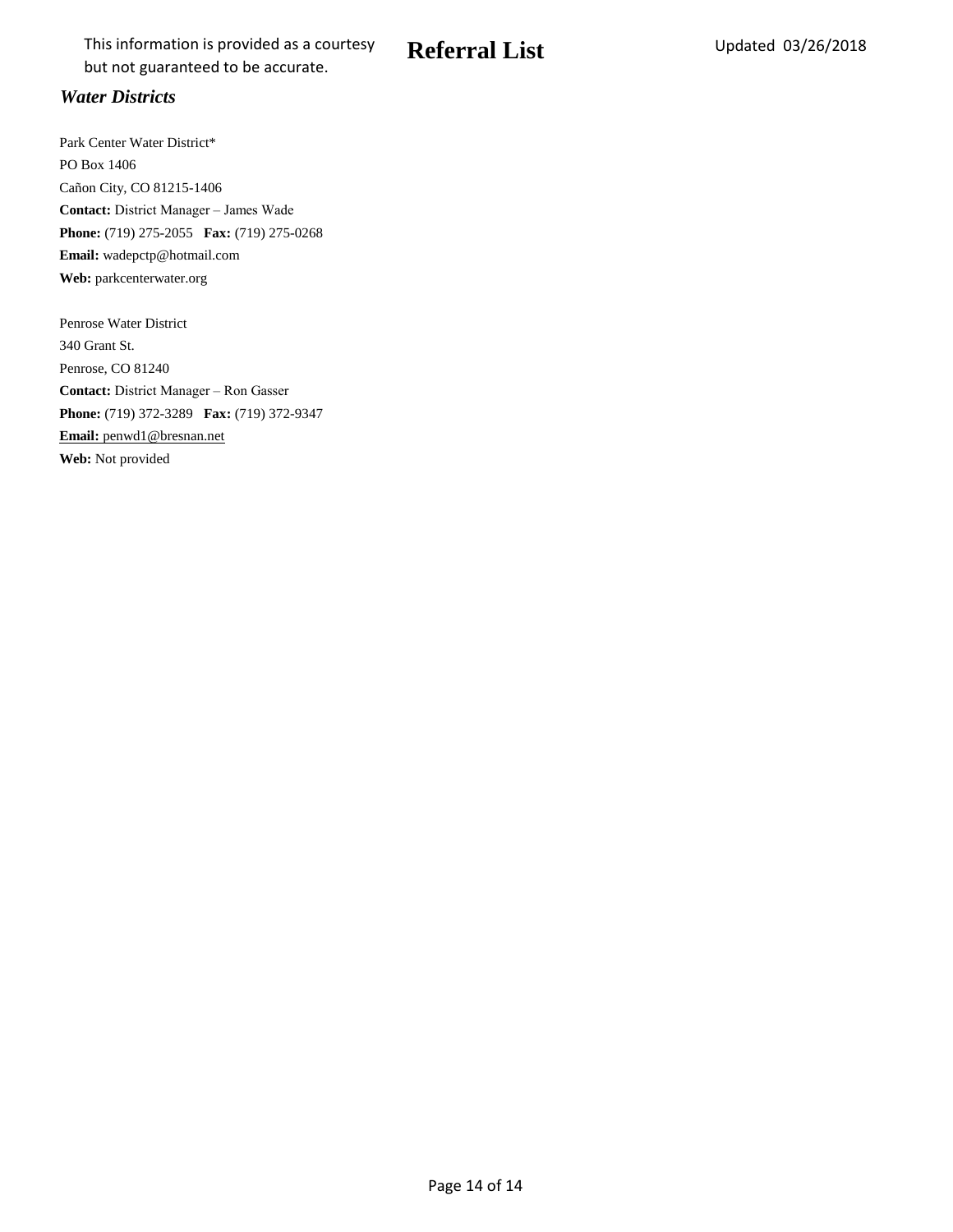This information is provided as a courtesy but not guaranteed to be accurate.

# Referral List

Updated 03/26/2018

## *Water Districts*

Park Center Water District*
PO Box 1406
Cañon City, CO 81215-1406
**Contact:** District Manager – James Wade
**Phone:** (719) 275-2055 **Fax:** (719) 275-0268
**Email:** wadepctp@hotmail.com
**Web:** parkcenterwater.org

Penrose Water District
340 Grant St.
Penrose, CO 81240
**Contact:** District Manager – Ron Gasser
**Phone:** (719) 372-3289 **Fax:** (719) 372-9347
**Email:** penwd1@bresnan.net
**Web:** Not provided